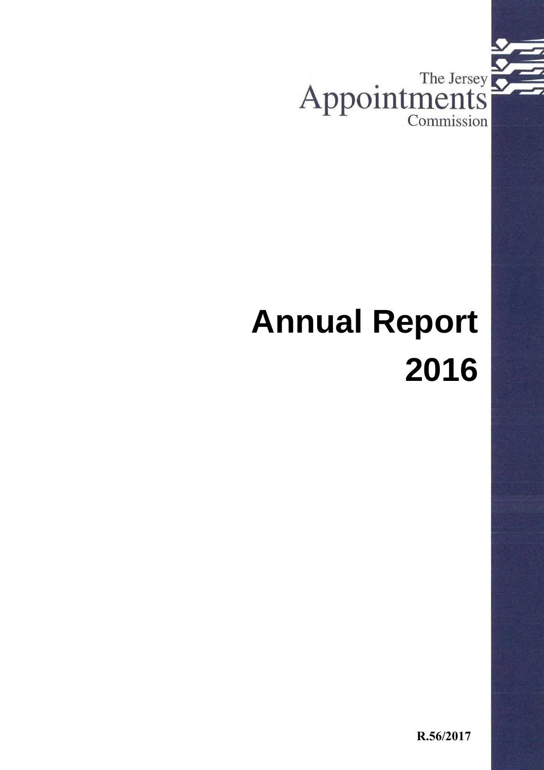The Jersey
Appointments
Commission

# Annual Report 2016

R.56/2017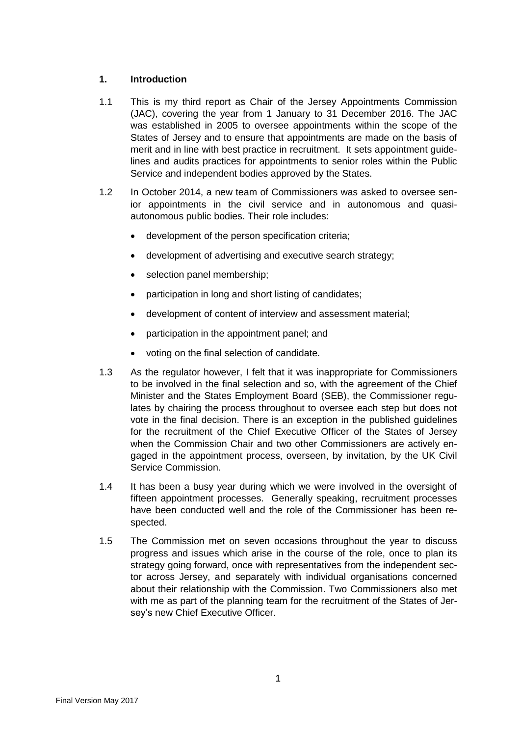## 1. Introduction

1.1 This is my third report as Chair of the Jersey Appointments Commission (JAC), covering the year from 1 January to 31 December 2016. The JAC was established in 2005 to oversee appointments within the scope of the States of Jersey and to ensure that appointments are made on the basis of merit and in line with best practice in recruitment. It sets appointment guidelines and audits practices for appointments to senior roles within the Public Service and independent bodies approved by the States.

1.2 In October 2014, a new team of Commissioners was asked to oversee senior appointments in the civil service and in autonomous and quasi-autonomous public bodies. Their role includes:

- development of the person specification criteria;
- development of advertising and executive search strategy;
- selection panel membership;
- participation in long and short listing of candidates;
- development of content of interview and assessment material;
- participation in the appointment panel; and
- voting on the final selection of candidate.

1.3 As the regulator however, I felt that it was inappropriate for Commissioners to be involved in the final selection and so, with the agreement of the Chief Minister and the States Employment Board (SEB), the Commissioner regulates by chairing the process throughout to oversee each step but does not vote in the final decision. There is an exception in the published guidelines for the recruitment of the Chief Executive Officer of the States of Jersey when the Commission Chair and two other Commissioners are actively engaged in the appointment process, overseen, by invitation, by the UK Civil Service Commission.

1.4 It has been a busy year during which we were involved in the oversight of fifteen appointment processes. Generally speaking, recruitment processes have been conducted well and the role of the Commissioner has been respected.

1.5 The Commission met on seven occasions throughout the year to discuss progress and issues which arise in the course of the role, once to plan its strategy going forward, once with representatives from the independent sector across Jersey, and separately with individual organisations concerned about their relationship with the Commission. Two Commissioners also met with me as part of the planning team for the recruitment of the States of Jersey's new Chief Executive Officer.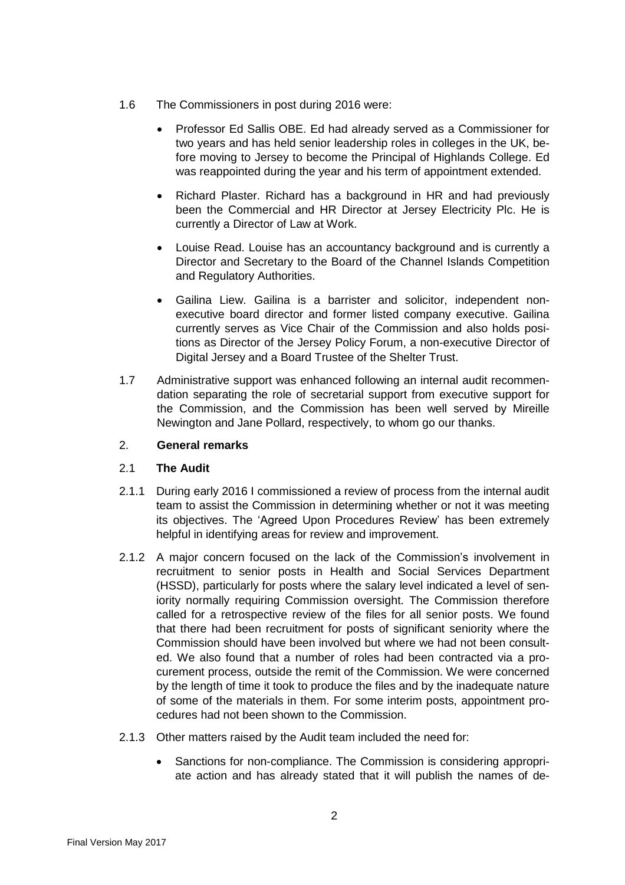1.6 The Commissioners in post during 2016 were:

- Professor Ed Sallis OBE. Ed had already served as a Commissioner for two years and has held senior leadership roles in colleges in the UK, before moving to Jersey to become the Principal of Highlands College. Ed was reappointed during the year and his term of appointment extended.
- Richard Plaster. Richard has a background in HR and had previously been the Commercial and HR Director at Jersey Electricity Plc. He is currently a Director of Law at Work.
- Louise Read. Louise has an accountancy background and is currently a Director and Secretary to the Board of the Channel Islands Competition and Regulatory Authorities.
- Gailina Liew. Gailina is a barrister and solicitor, independent non-executive board director and former listed company executive. Gailina currently serves as Vice Chair of the Commission and also holds positions as Director of the Jersey Policy Forum, a non-executive Director of Digital Jersey and a Board Trustee of the Shelter Trust.

1.7 Administrative support was enhanced following an internal audit recommendation separating the role of secretarial support from executive support for the Commission, and the Commission has been well served by Mireille Newington and Jane Pollard, respectively, to whom go our thanks.

## 2. General remarks

### 2.1 The Audit

2.1.1 During early 2016 I commissioned a review of process from the internal audit team to assist the Commission in determining whether or not it was meeting its objectives. The 'Agreed Upon Procedures Review' has been extremely helpful in identifying areas for review and improvement.

2.1.2 A major concern focused on the lack of the Commission's involvement in recruitment to senior posts in Health and Social Services Department (HSSD), particularly for posts where the salary level indicated a level of seniority normally requiring Commission oversight. The Commission therefore called for a retrospective review of the files for all senior posts. We found that there had been recruitment for posts of significant seniority where the Commission should have been involved but where we had not been consulted. We also found that a number of roles had been contracted via a procurement process, outside the remit of the Commission. We were concerned by the length of time it took to produce the files and by the inadequate nature of some of the materials in them. For some interim posts, appointment procedures had not been shown to the Commission.

2.1.3 Other matters raised by the Audit team included the need for:

- Sanctions for non-compliance. The Commission is considering appropriate action and has already stated that it will publish the names of de-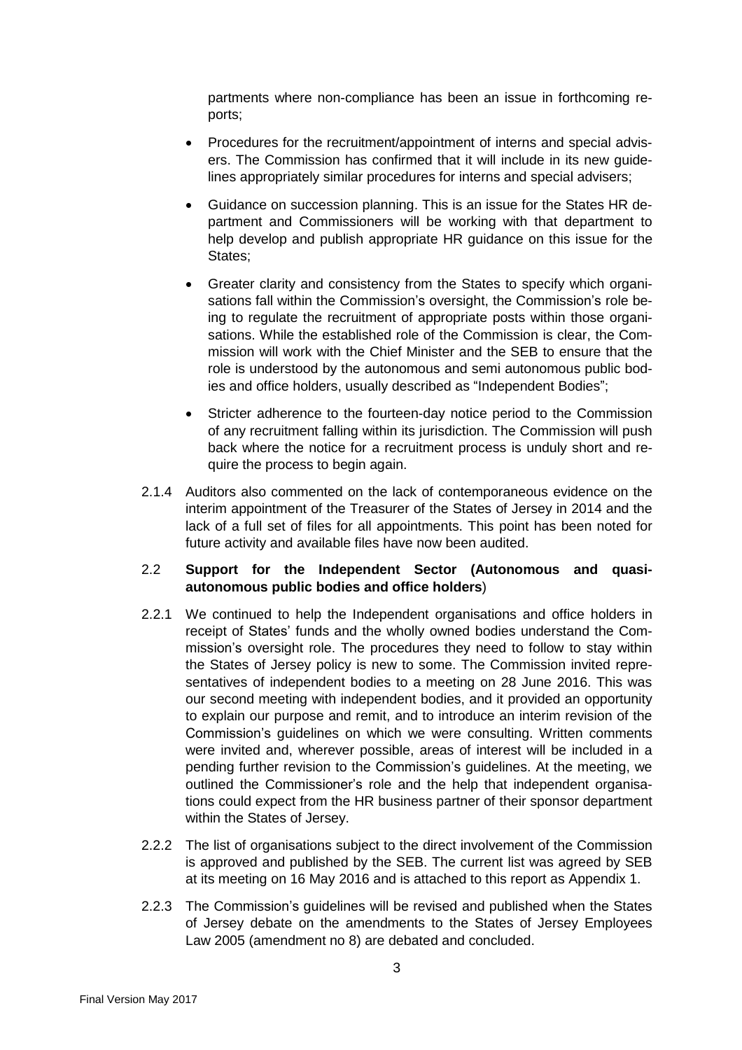partments where non-compliance has been an issue in forthcoming reports;

- Procedures for the recruitment/appointment of interns and special advisers. The Commission has confirmed that it will include in its new guidelines appropriately similar procedures for interns and special advisers;
- Guidance on succession planning. This is an issue for the States HR department and Commissioners will be working with that department to help develop and publish appropriate HR guidance on this issue for the States;
- Greater clarity and consistency from the States to specify which organisations fall within the Commission's oversight, the Commission's role being to regulate the recruitment of appropriate posts within those organisations. While the established role of the Commission is clear, the Commission will work with the Chief Minister and the SEB to ensure that the role is understood by the autonomous and semi autonomous public bodies and office holders, usually described as "Independent Bodies";
- Stricter adherence to the fourteen-day notice period to the Commission of any recruitment falling within its jurisdiction. The Commission will push back where the notice for a recruitment process is unduly short and require the process to begin again.

2.1.4 Auditors also commented on the lack of contemporaneous evidence on the interim appointment of the Treasurer of the States of Jersey in 2014 and the lack of a full set of files for all appointments. This point has been noted for future activity and available files have now been audited.

## 2.2 Support for the Independent Sector (Autonomous and quasi-autonomous public bodies and office holders)

2.2.1 We continued to help the Independent organisations and office holders in receipt of States' funds and the wholly owned bodies understand the Commission's oversight role. The procedures they need to follow to stay within the States of Jersey policy is new to some. The Commission invited representatives of independent bodies to a meeting on 28 June 2016. This was our second meeting with independent bodies, and it provided an opportunity to explain our purpose and remit, and to introduce an interim revision of the Commission's guidelines on which we were consulting. Written comments were invited and, wherever possible, areas of interest will be included in a pending further revision to the Commission's guidelines. At the meeting, we outlined the Commissioner's role and the help that independent organisations could expect from the HR business partner of their sponsor department within the States of Jersey.

2.2.2 The list of organisations subject to the direct involvement of the Commission is approved and published by the SEB. The current list was agreed by SEB at its meeting on 16 May 2016 and is attached to this report as Appendix 1.

2.2.3 The Commission's guidelines will be revised and published when the States of Jersey debate on the amendments to the States of Jersey Employees Law 2005 (amendment no 8) are debated and concluded.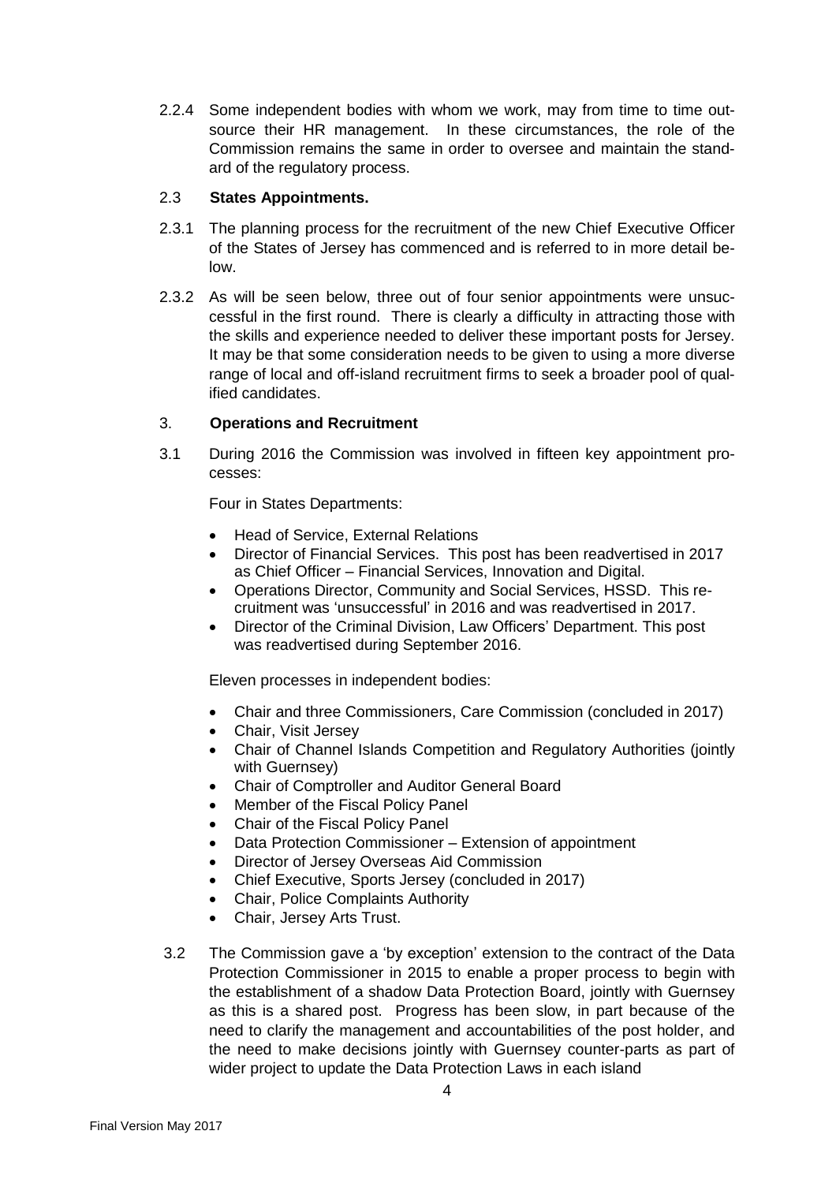2.2.4 Some independent bodies with whom we work, may from time to time outsource their HR management. In these circumstances, the role of the Commission remains the same in order to oversee and maintain the standard of the regulatory process.

### 2.3 States Appointments.

2.3.1 The planning process for the recruitment of the new Chief Executive Officer of the States of Jersey has commenced and is referred to in more detail below.

2.3.2 As will be seen below, three out of four senior appointments were unsuccessful in the first round. There is clearly a difficulty in attracting those with the skills and experience needed to deliver these important posts for Jersey. It may be that some consideration needs to be given to using a more diverse range of local and off-island recruitment firms to seek a broader pool of qualified candidates.

## 3. Operations and Recruitment

3.1 During 2016 the Commission was involved in fifteen key appointment processes:

Four in States Departments:

- Head of Service, External Relations
- Director of Financial Services. This post has been readvertised in 2017 as Chief Officer – Financial Services, Innovation and Digital.
- Operations Director, Community and Social Services, HSSD. This recruitment was 'unsuccessful' in 2016 and was readvertised in 2017.
- Director of the Criminal Division, Law Officers' Department. This post was readvertised during September 2016.

Eleven processes in independent bodies:

- Chair and three Commissioners, Care Commission (concluded in 2017)
- Chair, Visit Jersey
- Chair of Channel Islands Competition and Regulatory Authorities (jointly with Guernsey)
- Chair of Comptroller and Auditor General Board
- Member of the Fiscal Policy Panel
- Chair of the Fiscal Policy Panel
- Data Protection Commissioner – Extension of appointment
- Director of Jersey Overseas Aid Commission
- Chief Executive, Sports Jersey (concluded in 2017)
- Chair, Police Complaints Authority
- Chair, Jersey Arts Trust.

3.2 The Commission gave a 'by exception' extension to the contract of the Data Protection Commissioner in 2015 to enable a proper process to begin with the establishment of a shadow Data Protection Board, jointly with Guernsey as this is a shared post. Progress has been slow, in part because of the need to clarify the management and accountabilities of the post holder, and the need to make decisions jointly with Guernsey counter-parts as part of wider project to update the Data Protection Laws in each island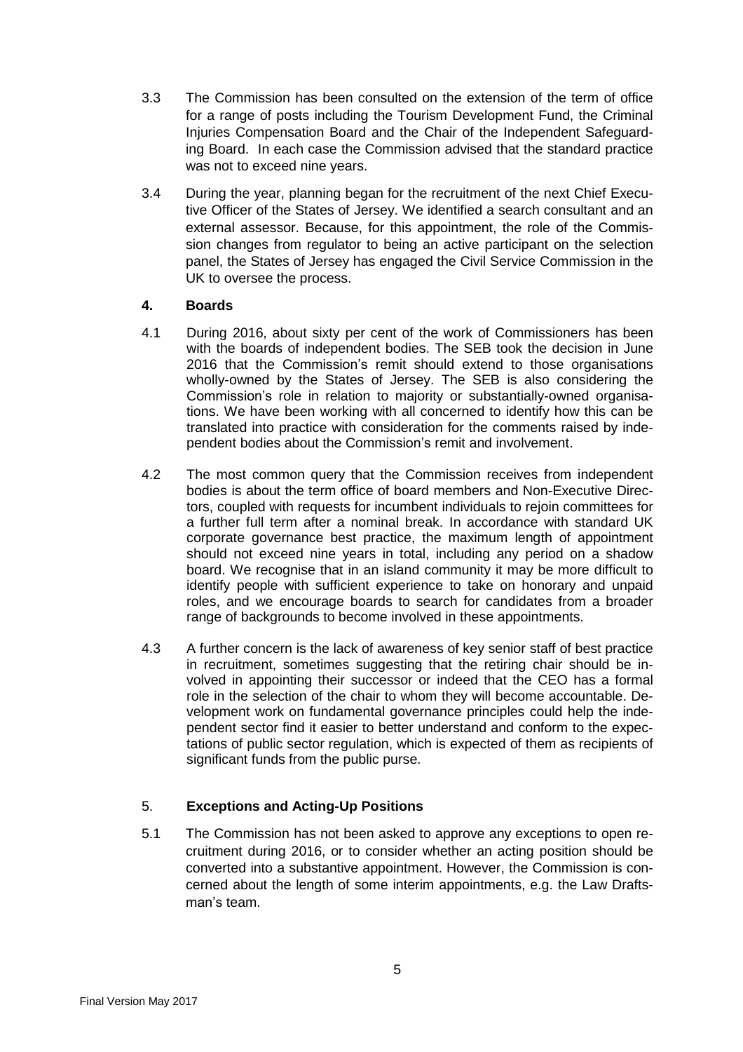3.3 The Commission has been consulted on the extension of the term of office for a range of posts including the Tourism Development Fund, the Criminal Injuries Compensation Board and the Chair of the Independent Safeguarding Board. In each case the Commission advised that the standard practice was not to exceed nine years.

3.4 During the year, planning began for the recruitment of the next Chief Executive Officer of the States of Jersey. We identified a search consultant and an external assessor. Because, for this appointment, the role of the Commission changes from regulator to being an active participant on the selection panel, the States of Jersey has engaged the Civil Service Commission in the UK to oversee the process.

## 4. Boards

4.1 During 2016, about sixty per cent of the work of Commissioners has been with the boards of independent bodies. The SEB took the decision in June 2016 that the Commission's remit should extend to those organisations wholly-owned by the States of Jersey. The SEB is also considering the Commission's role in relation to majority or substantially-owned organisations. We have been working with all concerned to identify how this can be translated into practice with consideration for the comments raised by independent bodies about the Commission's remit and involvement.

4.2 The most common query that the Commission receives from independent bodies is about the term office of board members and Non-Executive Directors, coupled with requests for incumbent individuals to rejoin committees for a further full term after a nominal break. In accordance with standard UK corporate governance best practice, the maximum length of appointment should not exceed nine years in total, including any period on a shadow board. We recognise that in an island community it may be more difficult to identify people with sufficient experience to take on honorary and unpaid roles, and we encourage boards to search for candidates from a broader range of backgrounds to become involved in these appointments.

4.3 A further concern is the lack of awareness of key senior staff of best practice in recruitment, sometimes suggesting that the retiring chair should be involved in appointing their successor or indeed that the CEO has a formal role in the selection of the chair to whom they will become accountable. Development work on fundamental governance principles could help the independent sector find it easier to better understand and conform to the expectations of public sector regulation, which is expected of them as recipients of significant funds from the public purse.

## 5. Exceptions and Acting-Up Positions

5.1 The Commission has not been asked to approve any exceptions to open recruitment during 2016, or to consider whether an acting position should be converted into a substantive appointment. However, the Commission is concerned about the length of some interim appointments, e.g. the Law Draftsman's team.

Final Version May 2017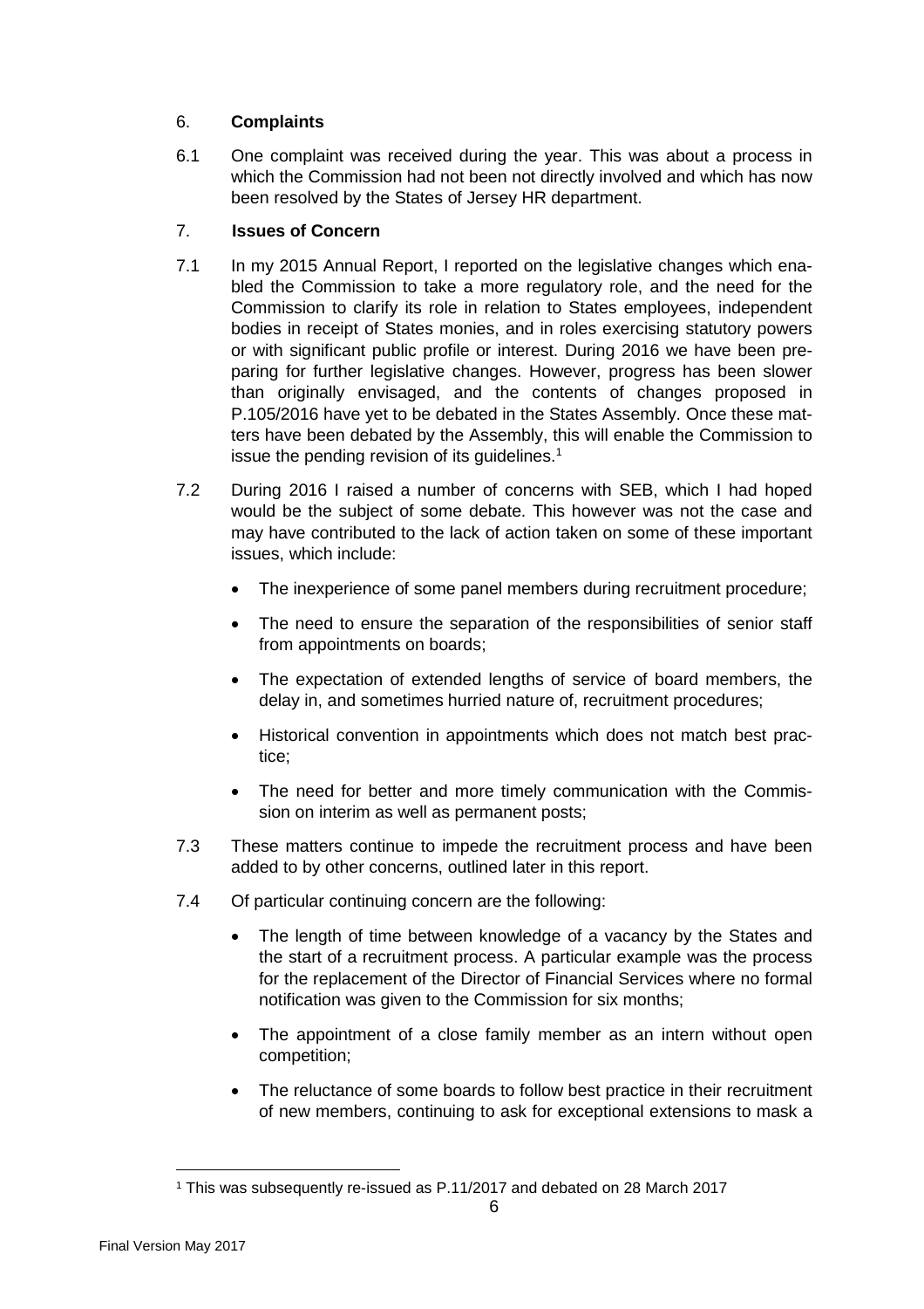## 6. Complaints

6.1 One complaint was received during the year. This was about a process in which the Commission had not been not directly involved and which has now been resolved by the States of Jersey HR department.

## 7. Issues of Concern

7.1 In my 2015 Annual Report, I reported on the legislative changes which enabled the Commission to take a more regulatory role, and the need for the Commission to clarify its role in relation to States employees, independent bodies in receipt of States monies, and in roles exercising statutory powers or with significant public profile or interest. During 2016 we have been preparing for further legislative changes. However, progress has been slower than originally envisaged, and the contents of changes proposed in P.105/2016 have yet to be debated in the States Assembly. Once these matters have been debated by the Assembly, this will enable the Commission to issue the pending revision of its guidelines.[1]

7.2 During 2016 I raised a number of concerns with SEB, which I had hoped would be the subject of some debate. This however was not the case and may have contributed to the lack of action taken on some of these important issues, which include:

- The inexperience of some panel members during recruitment procedure;
- The need to ensure the separation of the responsibilities of senior staff from appointments on boards;
- The expectation of extended lengths of service of board members, the delay in, and sometimes hurried nature of, recruitment procedures;
- Historical convention in appointments which does not match best practice;
- The need for better and more timely communication with the Commission on interim as well as permanent posts;

7.3 These matters continue to impede the recruitment process and have been added to by other concerns, outlined later in this report.

7.4 Of particular continuing concern are the following:

- The length of time between knowledge of a vacancy by the States and the start of a recruitment process. A particular example was the process for the replacement of the Director of Financial Services where no formal notification was given to the Commission for six months;
- The appointment of a close family member as an intern without open competition;
- The reluctance of some boards to follow best practice in their recruitment of new members, continuing to ask for exceptional extensions to mask a

[1] This was subsequently re-issued as P.11/2017 and debated on 28 March 2017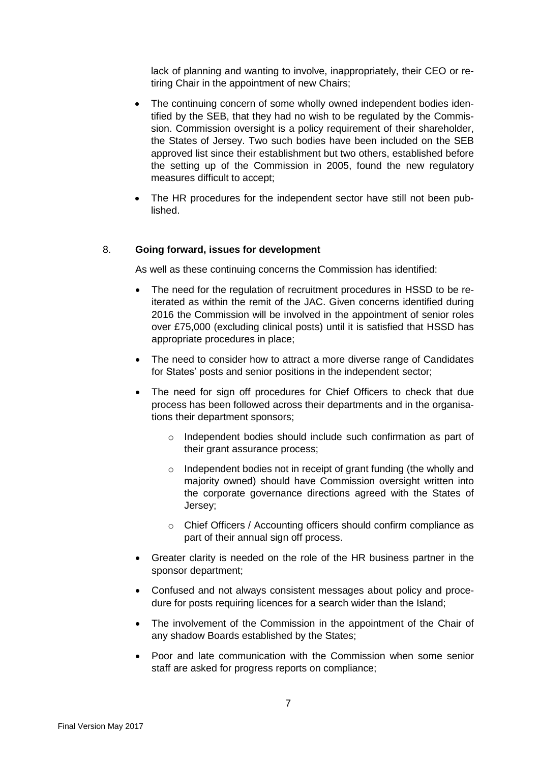lack of planning and wanting to involve, inappropriately, their CEO or retiring Chair in the appointment of new Chairs;

- The continuing concern of some wholly owned independent bodies identified by the SEB, that they had no wish to be regulated by the Commission. Commission oversight is a policy requirement of their shareholder, the States of Jersey. Two such bodies have been included on the SEB approved list since their establishment but two others, established before the setting up of the Commission in 2005, found the new regulatory measures difficult to accept;
- The HR procedures for the independent sector have still not been published.

## 8. **Going forward, issues for development**

As well as these continuing concerns the Commission has identified:

- The need for the regulation of recruitment procedures in HSSD to be reiterated as within the remit of the JAC. Given concerns identified during 2016 the Commission will be involved in the appointment of senior roles over £75,000 (excluding clinical posts) until it is satisfied that HSSD has appropriate procedures in place;
- The need to consider how to attract a more diverse range of Candidates for States' posts and senior positions in the independent sector;
- The need for sign off procedures for Chief Officers to check that due process has been followed across their departments and in the organisations their department sponsors;
    - Independent bodies should include such confirmation as part of their grant assurance process;
    - Independent bodies not in receipt of grant funding (the wholly and majority owned) should have Commission oversight written into the corporate governance directions agreed with the States of Jersey;
    - Chief Officers / Accounting officers should confirm compliance as part of their annual sign off process.
- Greater clarity is needed on the role of the HR business partner in the sponsor department;
- Confused and not always consistent messages about policy and procedure for posts requiring licences for a search wider than the Island;
- The involvement of the Commission in the appointment of the Chair of any shadow Boards established by the States;
- Poor and late communication with the Commission when some senior staff are asked for progress reports on compliance;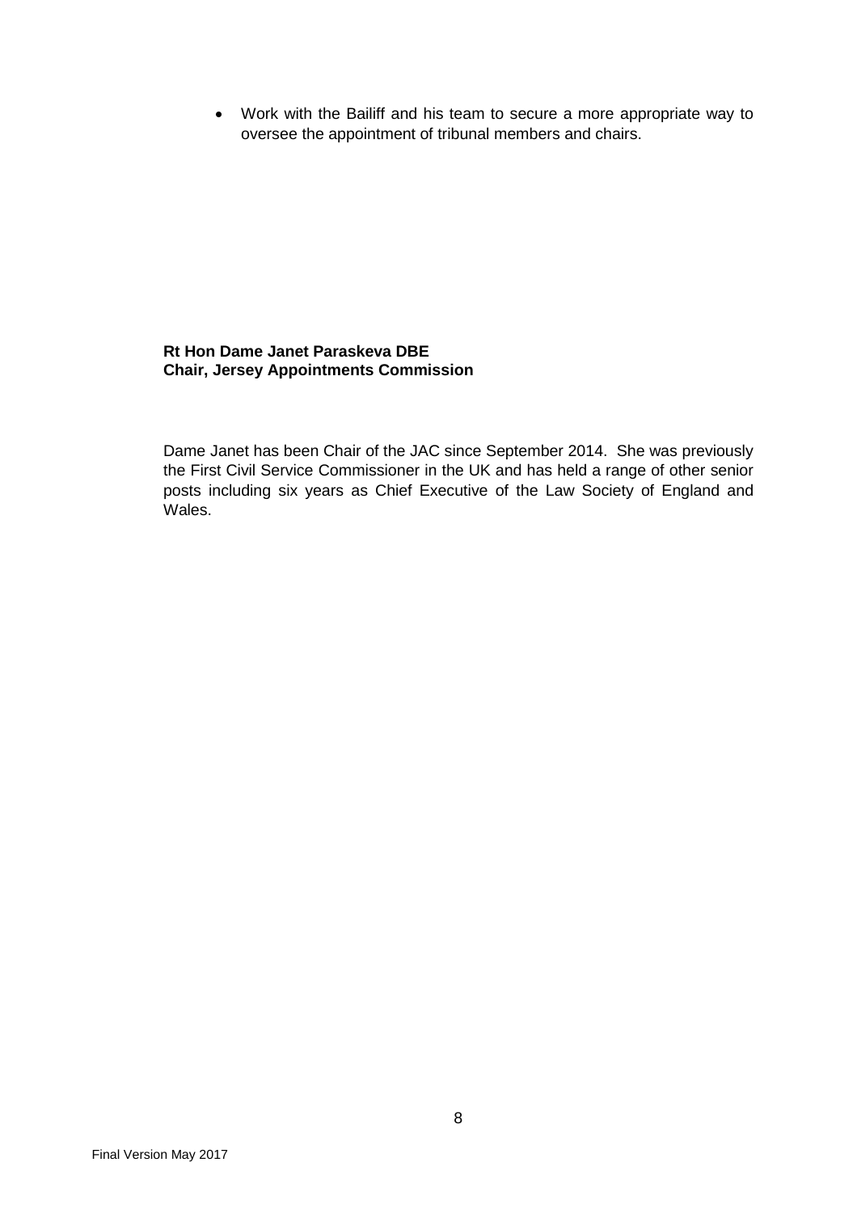- Work with the Bailiff and his team to secure a more appropriate way to oversee the appointment of tribunal members and chairs.

**Rt Hon Dame Janet Paraskeva DBE**
**Chair, Jersey Appointments Commission**

Dame Janet has been Chair of the JAC since September 2014. She was previously the First Civil Service Commissioner in the UK and has held a range of other senior posts including six years as Chief Executive of the Law Society of England and Wales.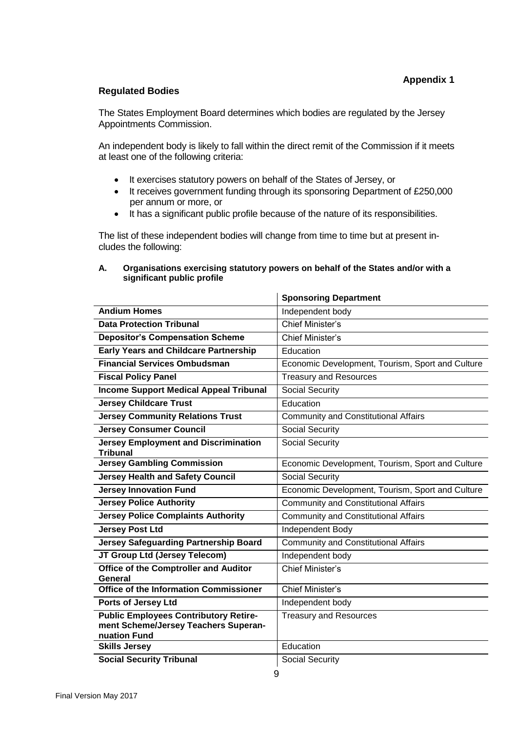**Appendix 1**

## Regulated Bodies

The States Employment Board determines which bodies are regulated by the Jersey Appointments Commission.

An independent body is likely to fall within the direct remit of the Commission if it meets at least one of the following criteria:

- It exercises statutory powers on behalf of the States of Jersey, or
- It receives government funding through its sponsoring Department of £250,000 per annum or more, or
- It has a significant public profile because of the nature of its responsibilities.

The list of these independent bodies will change from time to time but at present includes the following:

**A. Organisations exercising statutory powers on behalf of the States and/or with a significant public profile**

| | **Sponsoring Department** |
|---|---|
| **Andium Homes** | Independent body |
| **Data Protection Tribunal** | Chief Minister's |
| **Depositor's Compensation Scheme** | Chief Minister's |
| **Early Years and Childcare Partnership** | Education |
| **Financial Services Ombudsman** | Economic Development, Tourism, Sport and Culture |
| **Fiscal Policy Panel** | Treasury and Resources |
| **Income Support Medical Appeal Tribunal** | Social Security |
| **Jersey Childcare Trust** | Education |
| **Jersey Community Relations Trust** | Community and Constitutional Affairs |
| **Jersey Consumer Council** | Social Security |
| **Jersey Employment and Discrimination Tribunal** | Social Security |
| **Jersey Gambling Commission** | Economic Development, Tourism, Sport and Culture |
| **Jersey Health and Safety Council** | Social Security |
| **Jersey Innovation Fund** | Economic Development, Tourism, Sport and Culture |
| **Jersey Police Authority** | Community and Constitutional Affairs |
| **Jersey Police Complaints Authority** | Community and Constitutional Affairs |
| **Jersey Post Ltd** | Independent Body |
| **Jersey Safeguarding Partnership Board** | Community and Constitutional Affairs |
| **JT Group Ltd (Jersey Telecom)** | Independent body |
| **Office of the Comptroller and Auditor General** | Chief Minister's |
| **Office of the Information Commissioner** | Chief Minister's |
| **Ports of Jersey Ltd** | Independent body |
| **Public Employees Contributory Retirement Scheme/Jersey Teachers Superannuation Fund** | Treasury and Resources |
| **Skills Jersey** | Education |
| **Social Security Tribunal** | Social Security |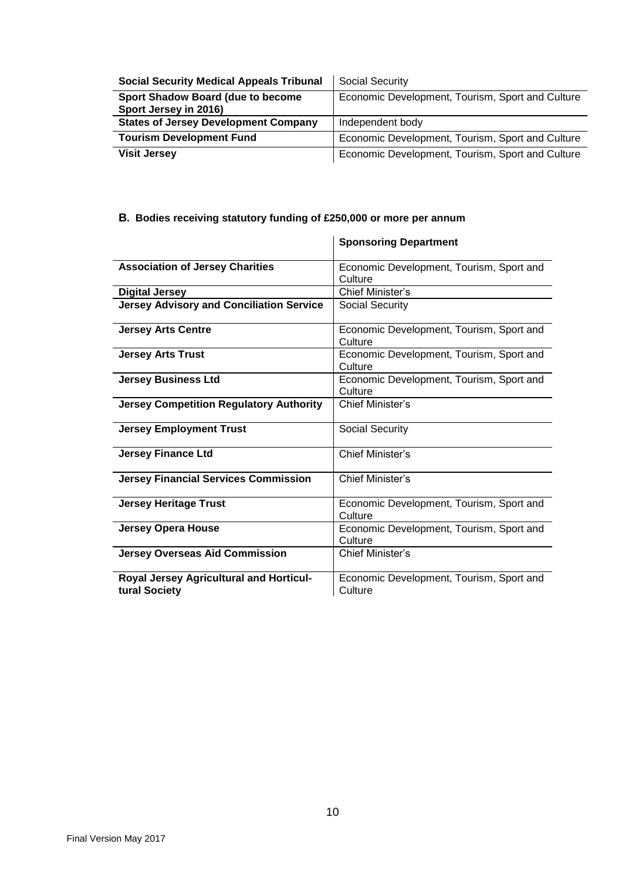| | |
|---|---|
| **Social Security Medical Appeals Tribunal** | Social Security |
| **Sport Shadow Board (due to become Sport Jersey in 2016)** | Economic Development, Tourism, Sport and Culture |
| **States of Jersey Development Company** | Independent body |
| **Tourism Development Fund** | Economic Development, Tourism, Sport and Culture |
| **Visit Jersey** | Economic Development, Tourism, Sport and Culture |

## B. Bodies receiving statutory funding of £250,000 or more per annum

| | **Sponsoring Department** |
|---|---|
| **Association of Jersey Charities** | Economic Development, Tourism, Sport and Culture |
| **Digital Jersey** | Chief Minister's |
| **Jersey Advisory and Conciliation Service** | Social Security |
| **Jersey Arts Centre** | Economic Development, Tourism, Sport and Culture |
| **Jersey Arts Trust** | Economic Development, Tourism, Sport and Culture |
| **Jersey Business Ltd** | Economic Development, Tourism, Sport and Culture |
| **Jersey Competition Regulatory Authority** | Chief Minister's |
| **Jersey Employment Trust** | Social Security |
| **Jersey Finance Ltd** | Chief Minister's |
| **Jersey Financial Services Commission** | Chief Minister's |
| **Jersey Heritage Trust** | Economic Development, Tourism, Sport and Culture |
| **Jersey Opera House** | Economic Development, Tourism, Sport and Culture |
| **Jersey Overseas Aid Commission** | Chief Minister's |
| **Royal Jersey Agricultural and Horticultural Society** | Economic Development, Tourism, Sport and Culture |